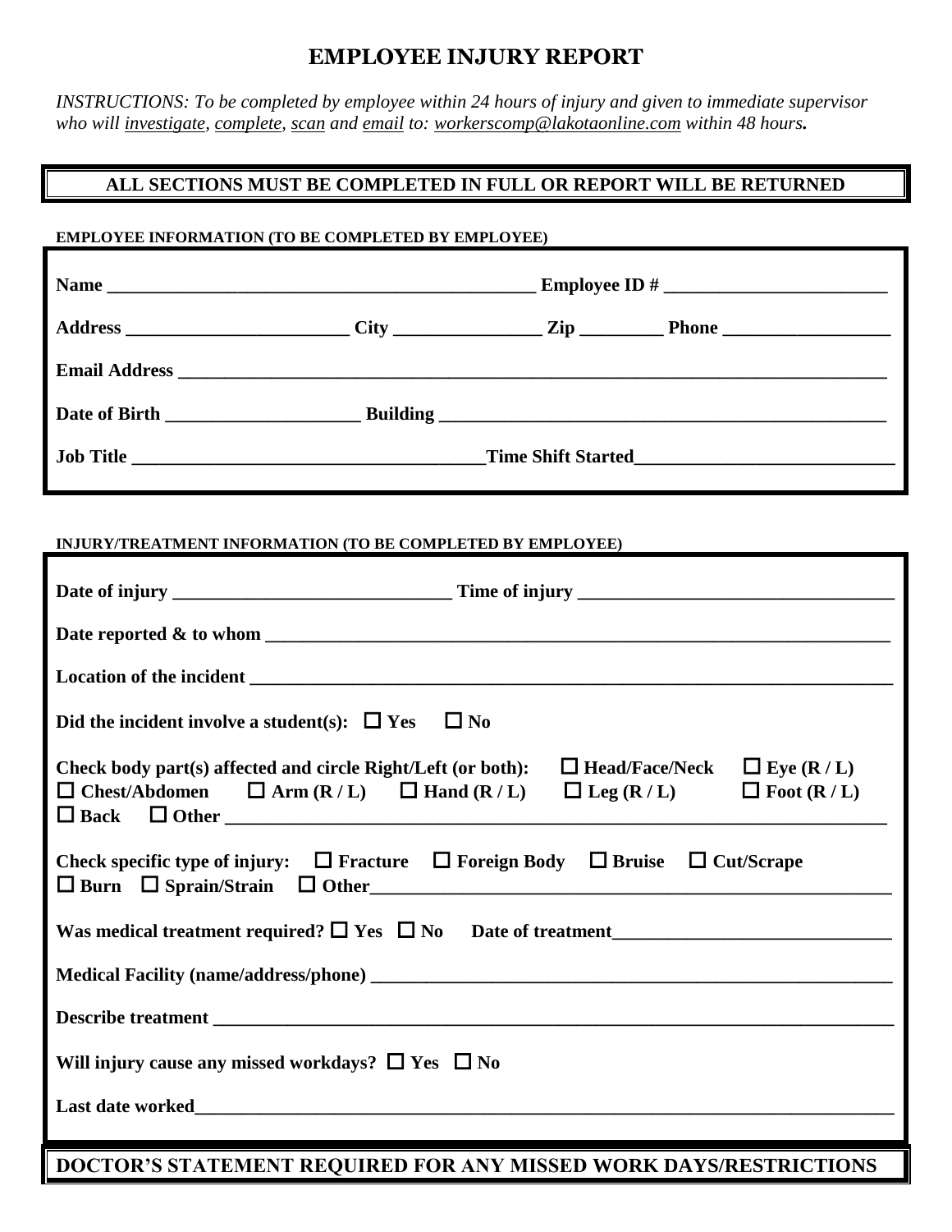# EMPLOYEE INJURY REPORT

*INSTRUCTIONS: To be completed by employee within 24 hours of injury and given to immediate supervisor who will investigate, complete, scan and email to: workerscomp@lakotaonline.com within 48 hours.*

**ALL SECTIONS MUST BE COMPLETED IN FULL OR REPORT WILL BE RETURNED**

**EMPLOYEE INFORMATION (TO BE COMPLETED BY EMPLOYEE)**

**Name** ______________________________________________ **Employee ID #** ________________________

**Address** ________________________ **City** ________________ **Zip** _________ **Phone** __________________

**Email Address** ________________________________________________________________________________

**Date of Birth** _____________________ **Building** ________________________________________________

**Job Title** ______________________________________ **Time Shift Started** ____________________________

**INJURY/TREATMENT INFORMATION (TO BE COMPLETED BY EMPLOYEE)**

**Date of injury** ______________________________ **Time of injury** __________________________________

**Date reported & to whom** _______________________________________________________________________

**Location of the incident** ________________________________________________________________________

**Did the incident involve a student(s):** ☐ **Yes** ☐ **No**

**Check body part(s) affected and circle Right/Left (or both):** ☐ **Head/Face/Neck** ☐ **Eye (R / L)**
☐ **Chest/Abdomen** ☐ **Arm (R / L)** ☐ **Hand (R / L)** ☐ **Leg (R / L)** ☐ **Foot (R / L)**
☐ **Back** ☐ **Other** _____________________________________________________________________

**Check specific type of injury:** ☐ **Fracture** ☐ **Foreign Body** ☐ **Bruise** ☐ **Cut/Scrape**
☐ **Burn** ☐ **Sprain/Strain** ☐ **Other** ______________________________________________________

**Was medical treatment required?** ☐ **Yes** ☐ **No** **Date of treatment** ____________________________

**Medical Facility (name/address/phone)** ______________________________________________________

**Describe treatment** ____________________________________________________________________

**Will injury cause any missed workdays?** ☐ **Yes** ☐ **No**

**Last date worked** ______________________________________________________________________

**DOCTOR'S STATEMENT REQUIRED FOR ANY MISSED WORK DAYS/RESTRICTIONS**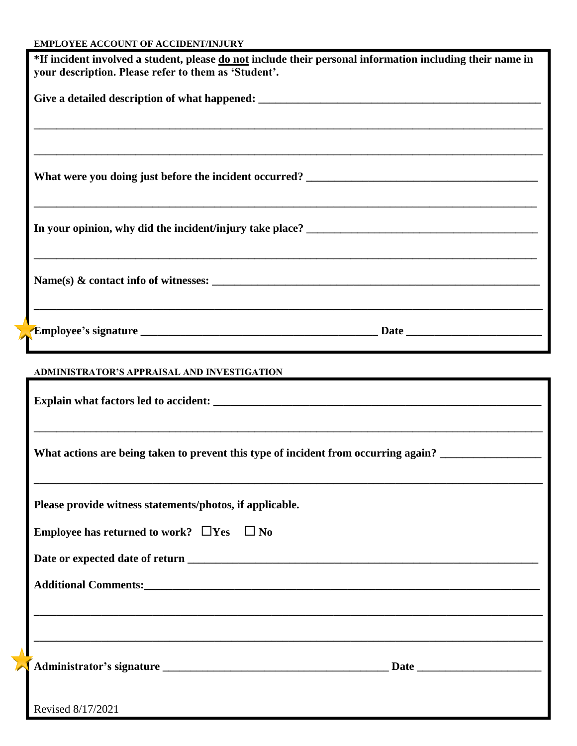### EMPLOYEE ACCOUNT OF ACCIDENT/INJURY

**\*If incident involved a student, please do not include their personal information including their name in your description. Please refer to them as 'Student'.**

**Give a detailed description of what happened:** ____________________________________________

________________________________________________________________________________

________________________________________________________________________________

**What were you doing just before the incident occurred?** ____________________________________

________________________________________________________________________________

**In your opinion, why did the incident/injury take place?** ____________________________________

________________________________________________________________________________

**Name(s) & contact info of witnesses:** ____________________________________________________

________________________________________________________________________________

**Employee's signature** ________________________________________ **Date** ______________________

### ADMINISTRATOR'S APPRAISAL AND INVESTIGATION

**Explain what factors led to accident:** ____________________________________________________

________________________________________________________________________________

**What actions are being taken to prevent this type of incident from occurring again?** ________________

________________________________________________________________________________

**Please provide witness statements/photos, if applicable.**

**Employee has returned to work?** ☐ **Yes** ☐ **No**

**Date or expected date of return** ________________________________________________________

**Additional Comments:** ________________________________________________________________

________________________________________________________________________________

________________________________________________________________________________

**Administrator's signature** ______________________________________ **Date** ____________________

Revised 8/17/2021